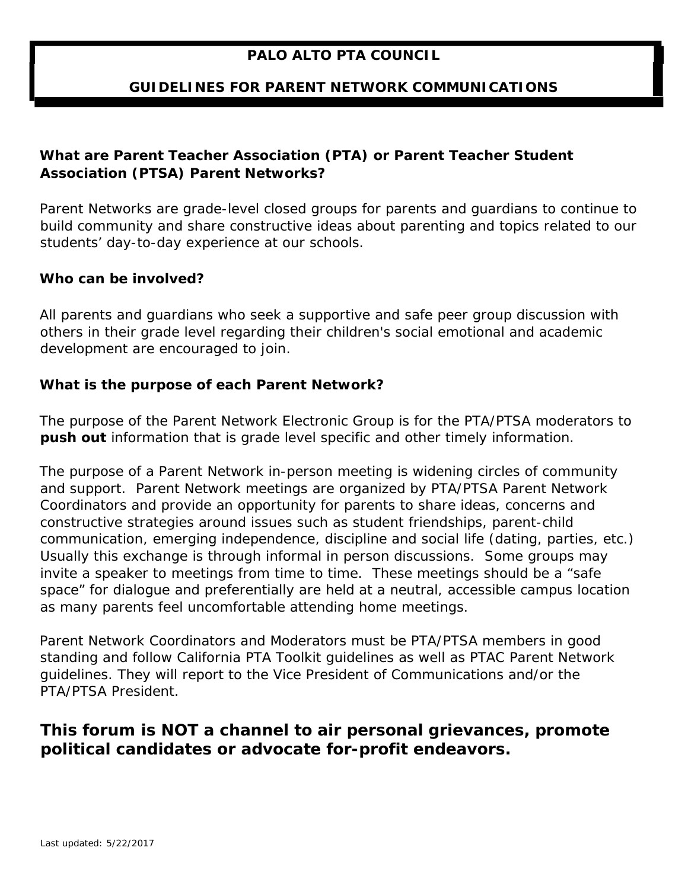# PALO ALTO PTA COUNCIL

## GUIDELINES FOR PARENT NETWORK COMMUNICATIONS

### What are Parent Teacher Association (PTA) or Parent Teacher Student Association (PTSA) Parent Networks?

Parent Networks are grade-level closed groups for parents and guardians to continue to build community and share constructive ideas about parenting and topics related to our students' day-to-day experience at our schools.

### Who can be involved?

All parents and guardians who seek a supportive and safe peer group discussion with others in their grade level regarding their children's social emotional and academic development are encouraged to join.

### What is the purpose of each Parent Network?

The purpose of the Parent Network Electronic Group is for the PTA/PTSA moderators to **push out** information that is grade level specific and other timely information.

The purpose of a Parent Network in-person meeting is widening circles of community and support. Parent Network meetings are organized by PTA/PTSA Parent Network Coordinators and provide an opportunity for parents to share ideas, concerns and constructive strategies around issues such as student friendships, parent-child communication, emerging independence, discipline and social life (dating, parties, etc.) Usually this exchange is through informal in person discussions. Some groups may invite a speaker to meetings from time to time. These meetings should be a "safe space" for dialogue and preferentially are held at a neutral, accessible campus location as many parents feel uncomfortable attending home meetings.

Parent Network Coordinators and Moderators must be PTA/PTSA members in good standing and follow California PTA Toolkit guidelines as well as PTAC Parent Network guidelines. They will report to the Vice President of Communications and/or the PTA/PTSA President.

**This forum is NOT a channel to air personal grievances, promote political candidates or advocate for-profit endeavors.**

Last updated: 5/22/2017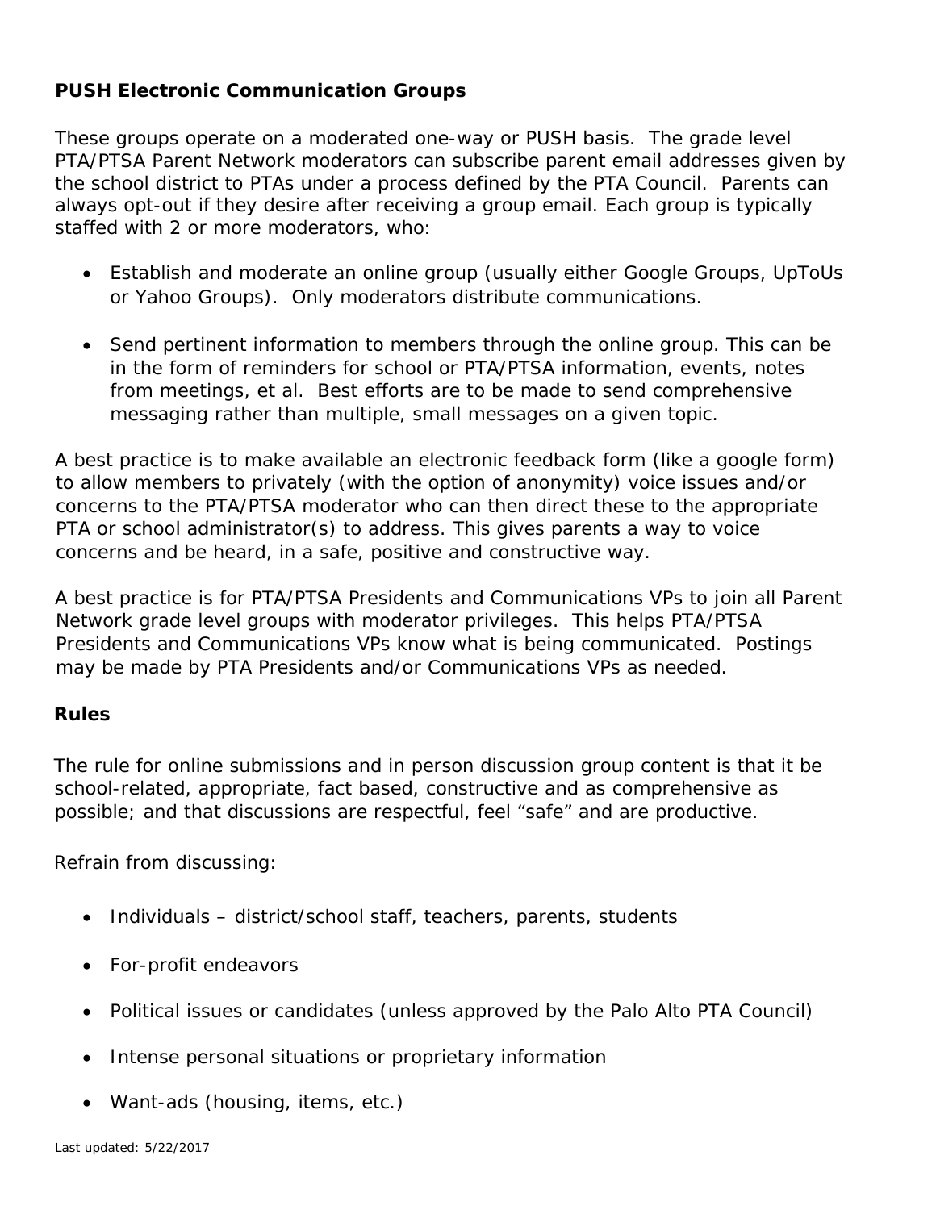**PUSH Electronic Communication Groups**

These groups operate on a moderated one-way or PUSH basis. The grade level PTA/PTSA Parent Network moderators can subscribe parent email addresses given by the school district to PTAs under a process defined by the PTA Council. Parents can always opt-out if they desire after receiving a group email. Each group is typically staffed with 2 or more moderators, who:

- Establish and moderate an online group (usually either Google Groups, UpToUs or Yahoo Groups). Only moderators distribute communications.
- Send pertinent information to members through the online group. This can be in the form of reminders for school or PTA/PTSA information, events, notes from meetings, et al. Best efforts are to be made to send comprehensive messaging rather than multiple, small messages on a given topic.

A best practice is to make available an electronic feedback form (like a google form) to allow members to privately (with the option of anonymity) voice issues and/or concerns to the PTA/PTSA moderator who can then direct these to the appropriate PTA or school administrator(s) to address. This gives parents a way to voice concerns and be heard, in a safe, positive and constructive way.

A best practice is for PTA/PTSA Presidents and Communications VPs to join all Parent Network grade level groups with moderator privileges. This helps PTA/PTSA Presidents and Communications VPs know what is being communicated. Postings may be made by PTA Presidents and/or Communications VPs as needed.

**Rules**

The rule for online submissions and in person discussion group content is that it be school-related, appropriate, fact based, constructive and as comprehensive as possible; and that discussions are respectful, feel "safe" and are productive.

Refrain from discussing:

- Individuals – district/school staff, teachers, parents, students
- For-profit endeavors
- Political issues or candidates (unless approved by the Palo Alto PTA Council)
- Intense personal situations or proprietary information
- Want-ads (housing, items, etc.)

Last updated: 5/22/2017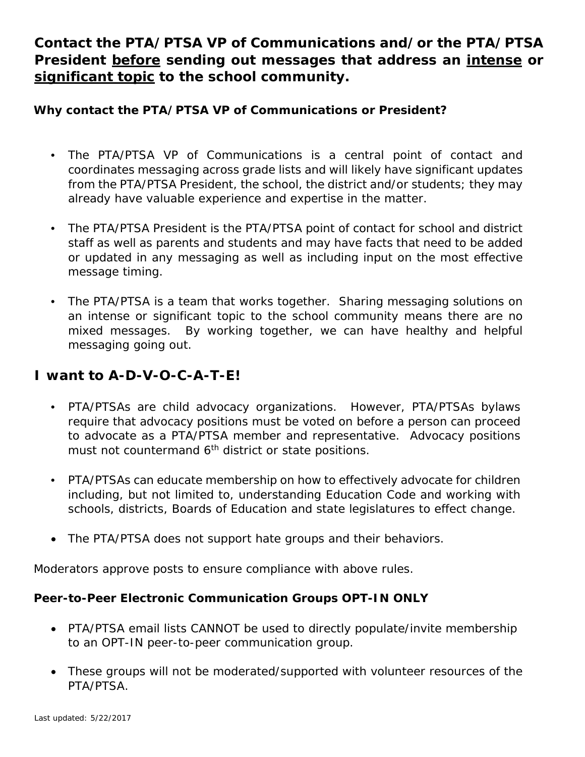**Contact the PTA/PTSA VP of Communications and/or the PTA/PTSA President <u>before</u> sending out messages that address an <u>intense</u> or <u>significant topic</u> to the school community.**

**Why contact the PTA/PTSA VP of Communications or President?**

- The PTA/PTSA VP of Communications is a central point of contact and coordinates messaging across grade lists and will likely have significant updates from the PTA/PTSA President, the school, the district and/or students; they may already have valuable experience and expertise in the matter.
- The PTA/PTSA President is the PTA/PTSA point of contact for school and district staff as well as parents and students and may have facts that need to be added or updated in any messaging as well as including input on the most effective message timing.
- The PTA/PTSA is a team that works together. Sharing messaging solutions on an intense or significant topic to the school community means there are no mixed messages. By working together, we can have healthy and helpful messaging going out.

## I want to A-D-V-O-C-A-T-E!

- PTA/PTSAs are child advocacy organizations. However, PTA/PTSAs bylaws require that advocacy positions must be voted on before a person can proceed to advocate as a PTA/PTSA member and representative. Advocacy positions must not countermand 6th district or state positions.
- PTA/PTSAs can educate membership on how to effectively advocate for children including, but not limited to, understanding Education Code and working with schools, districts, Boards of Education and state legislatures to effect change.
- The PTA/PTSA does not support hate groups and their behaviors.

Moderators approve posts to ensure compliance with above rules.

**Peer-to-Peer Electronic Communication Groups OPT-IN ONLY**

- PTA/PTSA email lists CANNOT be used to directly populate/invite membership to an OPT-IN peer-to-peer communication group.
- These groups will not be moderated/supported with volunteer resources of the PTA/PTSA.

Last updated: 5/22/2017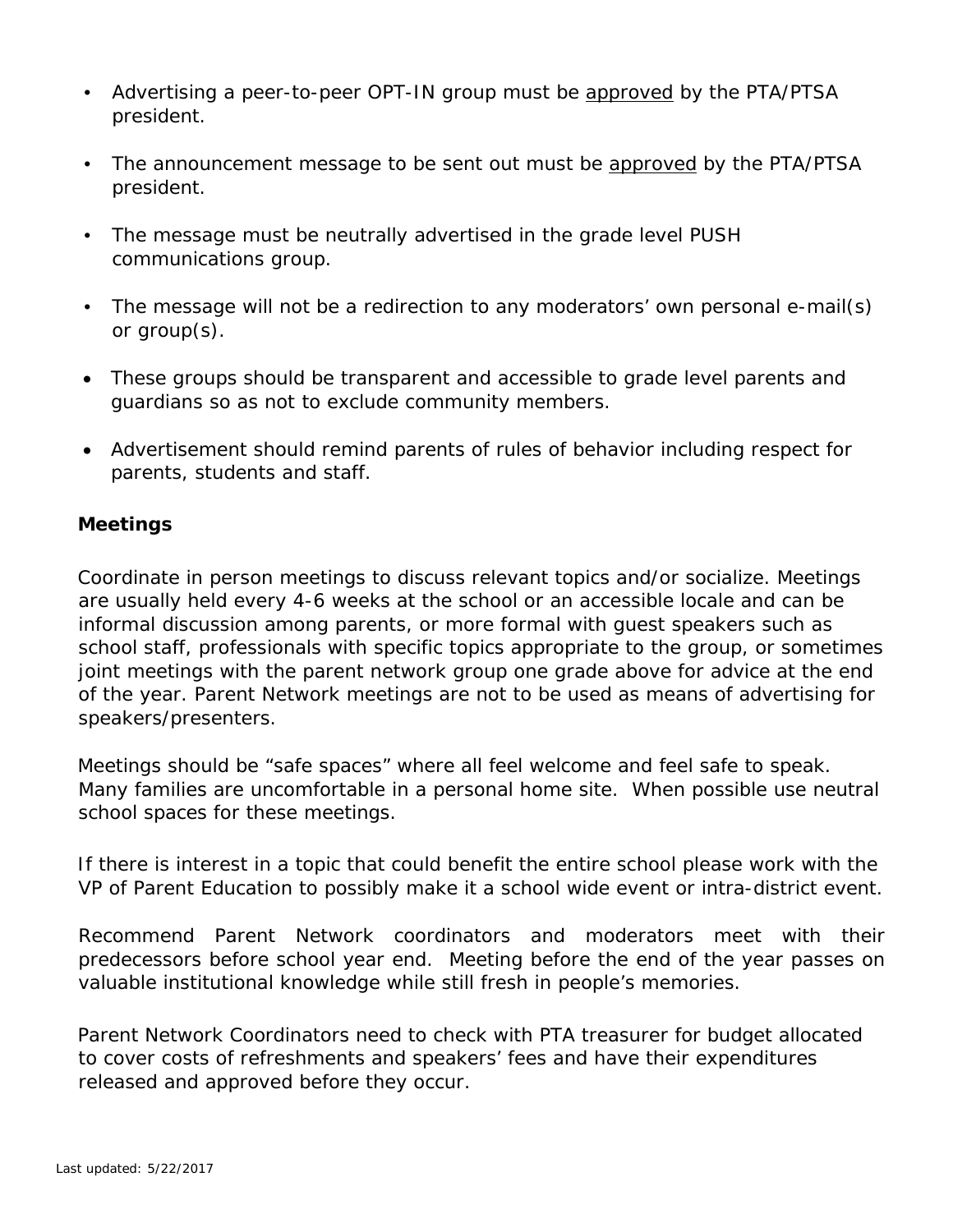- Advertising a peer-to-peer OPT-IN group must be <u>approved</u> by the PTA/PTSA president.
- The announcement message to be sent out must be <u>approved</u> by the PTA/PTSA president.
- The message must be neutrally advertised in the grade level PUSH communications group.
- The message will not be a redirection to any moderators' own personal e-mail(s) or group(s).
- These groups should be transparent and accessible to grade level parents and guardians so as not to exclude community members.
- Advertisement should remind parents of rules of behavior including respect for parents, students and staff.

**Meetings**

Coordinate in person meetings to discuss relevant topics and/or socialize. Meetings are usually held every 4-6 weeks at the school or an accessible locale and can be informal discussion among parents, or more formal with guest speakers such as school staff, professionals with specific topics appropriate to the group, or sometimes joint meetings with the parent network group one grade above for advice at the end of the year. Parent Network meetings are not to be used as means of advertising for speakers/presenters.

Meetings should be "safe spaces" where all feel welcome and feel safe to speak. Many families are uncomfortable in a personal home site. When possible use neutral school spaces for these meetings.

If there is interest in a topic that could benefit the entire school please work with the VP of Parent Education to possibly make it a school wide event or intra-district event.

Recommend Parent Network coordinators and moderators meet with their predecessors before school year end. Meeting before the end of the year passes on valuable institutional knowledge while still fresh in people's memories.

Parent Network Coordinators need to check with PTA treasurer for budget allocated to cover costs of refreshments and speakers' fees and have their expenditures released and approved before they occur.

Last updated: 5/22/2017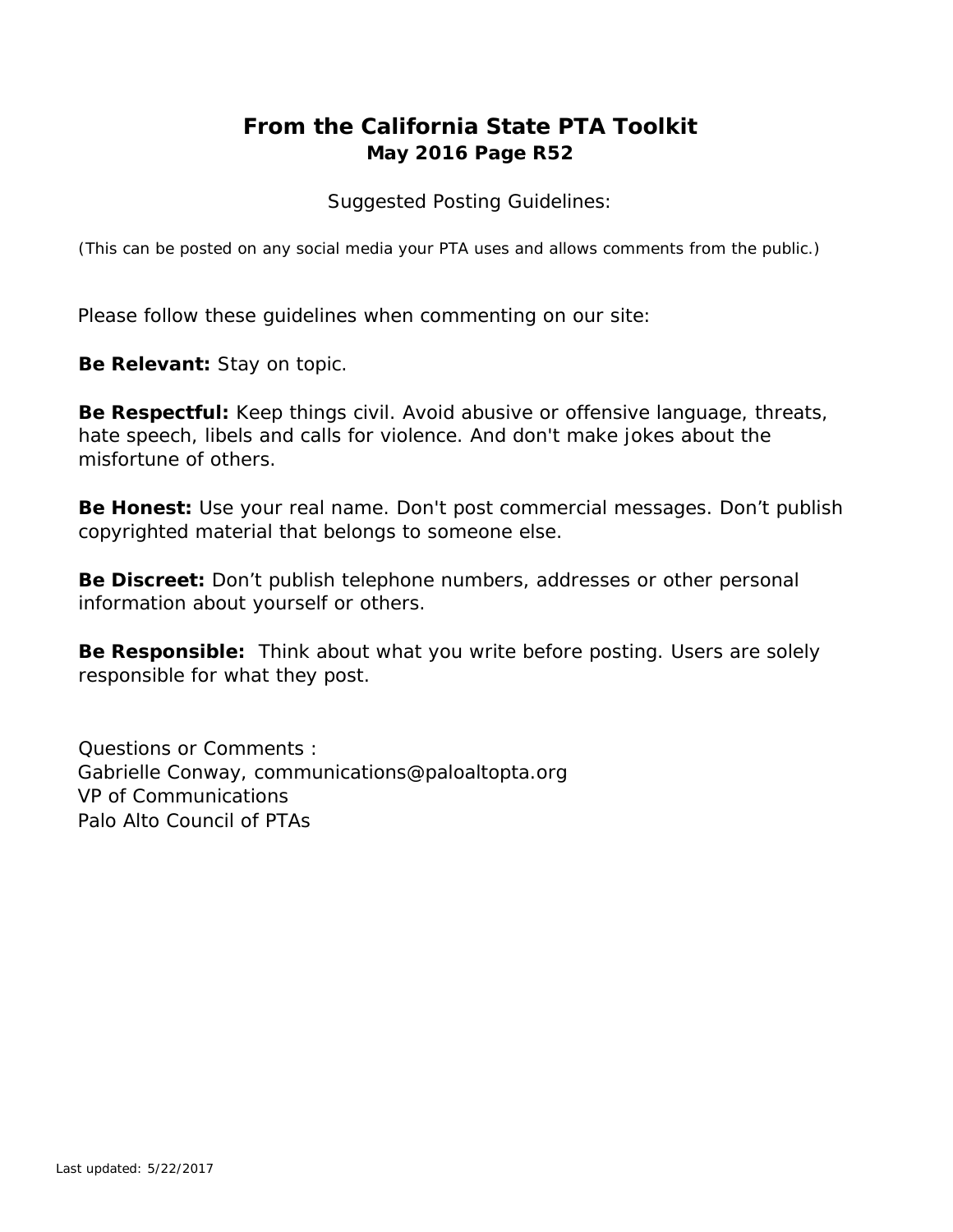# From the California State PTA Toolkit
## May 2016 Page R52

Suggested Posting Guidelines:

(This can be posted on any social media your PTA uses and allows comments from the public.)

Please follow these guidelines when commenting on our site:

**Be Relevant:** Stay on topic.

**Be Respectful:** Keep things civil. Avoid abusive or offensive language, threats, hate speech, libels and calls for violence. And don't make jokes about the misfortune of others.

**Be Honest:** Use your real name. Don't post commercial messages. Don’t publish copyrighted material that belongs to someone else.

**Be Discreet:** Don’t publish telephone numbers, addresses or other personal information about yourself or others.

**Be Responsible:** Think about what you write before posting. Users are solely responsible for what they post.

Questions or Comments :
Gabrielle Conway, communications@paloaltopta.org
VP of Communications
Palo Alto Council of PTAs

Last updated: 5/22/2017